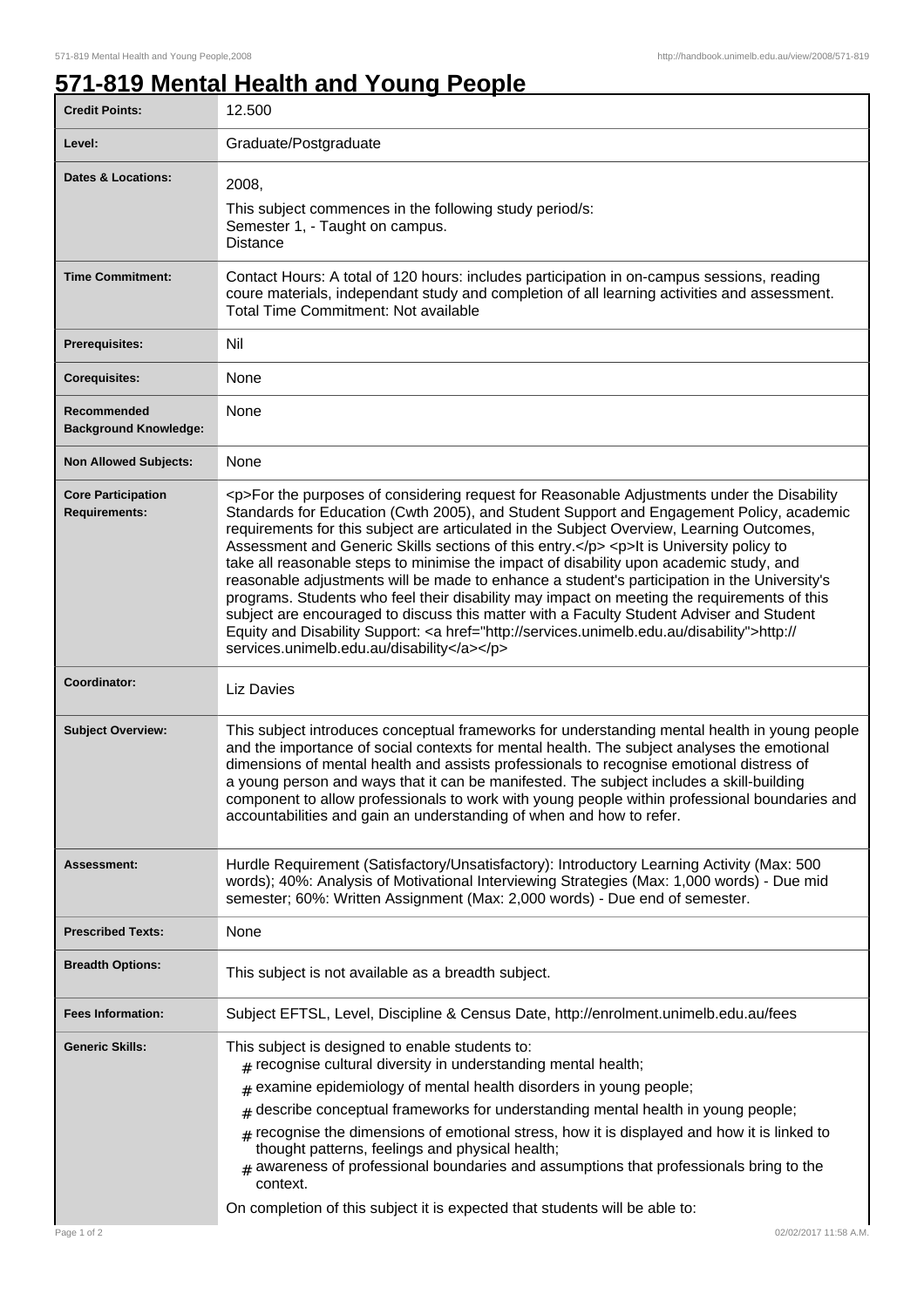# 571-819 Mental Health and Young People

| | |
|---|---|
| **Credit Points:** | 12.500 |
| **Level:** | Graduate/Postgraduate |
| **Dates & Locations:** | 2008,<br>This subject commences in the following study period/s:<br>Semester 1, - Taught on campus.<br>Distance |
| **Time Commitment:** | Contact Hours: A total of 120 hours: includes participation in on-campus sessions, reading coure materials, independant study and completion of all learning activities and assessment.<br>Total Time Commitment: Not available |
| **Prerequisites:** | Nil |
| **Corequisites:** | None |
| **Recommended Background Knowledge:** | None |
| **Non Allowed Subjects:** | None |
| **Core Participation Requirements:** | <p>For the purposes of considering request for Reasonable Adjustments under the Disability Standards for Education (Cwth 2005), and Student Support and Engagement Policy, academic requirements for this subject are articulated in the Subject Overview, Learning Outcomes, Assessment and Generic Skills sections of this entry.</p> <p>It is University policy to take all reasonable steps to minimise the impact of disability upon academic study, and reasonable adjustments will be made to enhance a student's participation in the University's programs. Students who feel their disability may impact on meeting the requirements of this subject are encouraged to discuss this matter with a Faculty Student Adviser and Student Equity and Disability Support: <a href="http://services.unimelb.edu.au/disability">http://services.unimelb.edu.au/disability</a></p> |
| **Coordinator:** | Liz Davies |
| **Subject Overview:** | This subject introduces conceptual frameworks for understanding mental health in young people and the importance of social contexts for mental health. The subject analyses the emotional dimensions of mental health and assists professionals to recognise emotional distress of a young person and ways that it can be manifested. The subject includes a skill-building component to allow professionals to work with young people within professional boundaries and accountabilities and gain an understanding of when and how to refer. |
| **Assessment:** | Hurdle Requirement (Satisfactory/Unsatisfactory): Introductory Learning Activity (Max: 500 words); 40%: Analysis of Motivational Interviewing Strategies (Max: 1,000 words) - Due mid semester; 60%: Written Assignment (Max: 2,000 words) - Due end of semester. |
| **Prescribed Texts:** | None |
| **Breadth Options:** | This subject is not available as a breadth subject. |
| **Fees Information:** | Subject EFTSL, Level, Discipline & Census Date, http://enrolment.unimelb.edu.au/fees |
| **Generic Skills:** | This subject is designed to enable students to:<br># recognise cultural diversity in understanding mental health;<br># examine epidemiology of mental health disorders in young people;<br># describe conceptual frameworks for understanding mental health in young people;<br># recognise the dimensions of emotional stress, how it is displayed and how it is linked to thought patterns, feelings and physical health;<br># awareness of professional boundaries and assumptions that professionals bring to the context.<br>On completion of this subject it is expected that students will be able to: |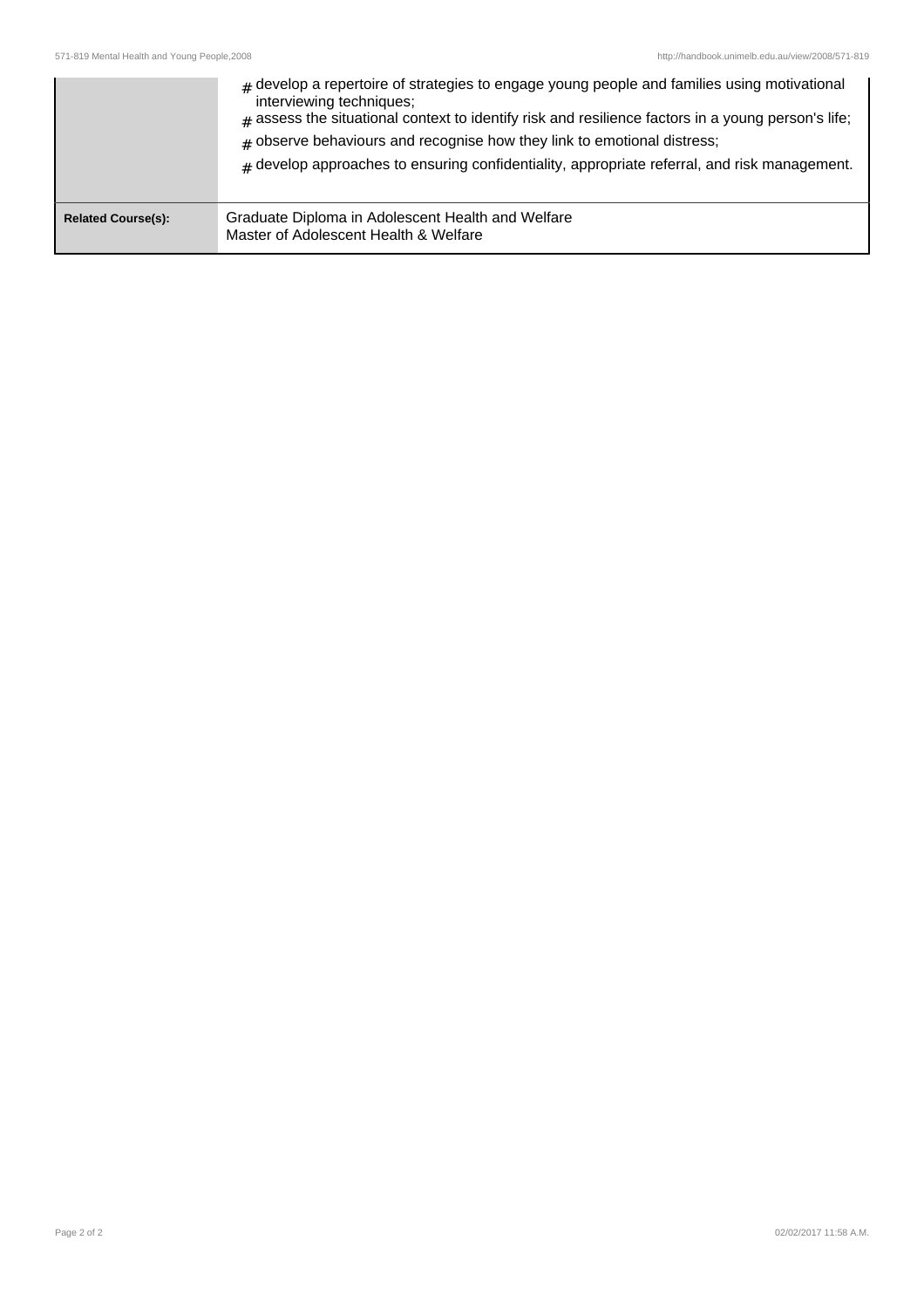| | |
|---|---|
| | # develop a repertoire of strategies to engage young people and families using motivational interviewing techniques;<br># assess the situational context to identify risk and resilience factors in a young person's life;<br># observe behaviours and recognise how they link to emotional distress;<br># develop approaches to ensuring confidentiality, appropriate referral, and risk management. |
| **Related Course(s):** | Graduate Diploma in Adolescent Health and Welfare<br>Master of Adolescent Health & Welfare |